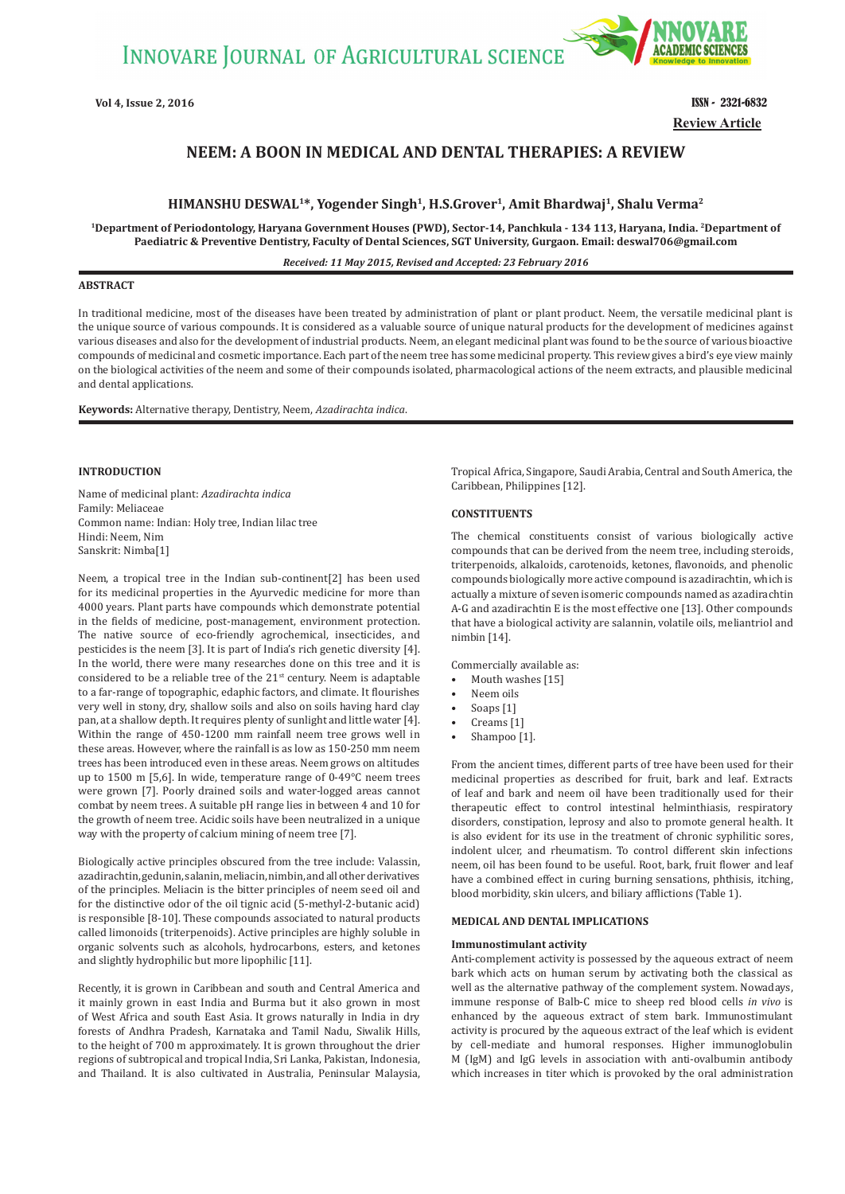Review Article

# NEEM: A BOON IN MEDICAL AND DENTAL THERAPIES: A REVIEW

**HIMANSHU DESWAL[1]\*, Yogender Singh[1], H.S.Grover[1], Amit Bhardwaj[1], Shalu Verma[2]**

**[1]Department of Periodontology, Haryana Government Houses (PWD), Sector-14, Panchkula - 134 113, Haryana, India. [2]Department of Paediatric & Preventive Dentistry, Faculty of Dental Sciences, SGT University, Gurgaon. Email: deswal706@gmail.com**

***Received: 11 May 2015, Revised and Accepted: 23 February 2016***

## ABSTRACT

In traditional medicine, most of the diseases have been treated by administration of plant or plant product. Neem, the versatile medicinal plant is the unique source of various compounds. It is considered as a valuable source of unique natural products for the development of medicines against various diseases and also for the development of industrial products. Neem, an elegant medicinal plant was found to be the source of various bioactive compounds of medicinal and cosmetic importance. Each part of the neem tree has some medicinal property. This review gives a bird's eye view mainly on the biological activities of the neem and some of their compounds isolated, pharmacological actions of the neem extracts, and plausible medicinal and dental applications.

**Keywords:** Alternative therapy, Dentistry, Neem, *Azadirachta indica*.

## INTRODUCTION

Name of medicinal plant: *Azadirachta indica*
Family: Meliaceae
Common name: Indian: Holy tree, Indian lilac tree
Hindi: Neem, Nim
Sanskrit: Nimba[1]

Neem, a tropical tree in the Indian sub-continent[2] has been used for its medicinal properties in the Ayurvedic medicine for more than 4000 years. Plant parts have compounds which demonstrate potential in the fields of medicine, post-management, environment protection. The native source of eco-friendly agrochemical, insecticides, and pesticides is the neem [3]. It is part of India's rich genetic diversity [4]. In the world, there were many researches done on this tree and it is considered to be a reliable tree of the 21st century. Neem is adaptable to a far-range of topographic, edaphic factors, and climate. It flourishes very well in stony, dry, shallow soils and also on soils having hard clay pan, at a shallow depth. It requires plenty of sunlight and little water [4]. Within the range of 450-1200 mm rainfall neem tree grows well in these areas. However, where the rainfall is as low as 150-250 mm neem trees has been introduced even in these areas. Neem grows on altitudes up to 1500 m [5,6]. In wide, temperature range of 0-49°C neem trees were grown [7]. Poorly drained soils and water-logged areas cannot combat by neem trees. A suitable pH range lies in between 4 and 10 for the growth of neem tree. Acidic soils have been neutralized in a unique way with the property of calcium mining of neem tree [7].

Biologically active principles obscured from the tree include: Valassin, azadirachtin, gedunin, salanin, meliacin, nimbin, and all other derivatives of the principles. Meliacin is the bitter principles of neem seed oil and for the distinctive odor of the oil tignic acid (5-methyl-2-butanic acid) is responsible [8-10]. These compounds associated to natural products called limonoids (triterpenoids). Active principles are highly soluble in organic solvents such as alcohols, hydrocarbons, esters, and ketones and slightly hydrophilic but more lipophilic [11].

Recently, it is grown in Caribbean and south and Central America and it mainly grown in east India and Burma but it also grown in most of West Africa and south East Asia. It grows naturally in India in dry forests of Andhra Pradesh, Karnataka and Tamil Nadu, Siwalik Hills, to the height of 700 m approximately. It is grown throughout the drier regions of subtropical and tropical India, Sri Lanka, Pakistan, Indonesia, and Thailand. It is also cultivated in Australia, Peninsular Malaysia, Tropical Africa, Singapore, Saudi Arabia, Central and South America, the Caribbean, Philippines [12].

## CONSTITUENTS

The chemical constituents consist of various biologically active compounds that can be derived from the neem tree, including steroids, triterpenoids, alkaloids, carotenoids, ketones, flavonoids, and phenolic compounds biologically more active compound is azadirachtin, which is actually a mixture of seven isomeric compounds named as azadirachtin A-G and azadirachtin E is the most effective one [13]. Other compounds that have a biological activity are salannin, volatile oils, meliantriol and nimbin [14].

Commercially available as:

- Mouth washes [15]
- Neem oils
- Soaps [1]
- Creams [1]
- Shampoo [1].

From the ancient times, different parts of tree have been used for their medicinal properties as described for fruit, bark and leaf. Extracts of leaf and bark and neem oil have been traditionally used for their therapeutic effect to control intestinal helminthiasis, respiratory disorders, constipation, leprosy and also to promote general health. It is also evident for its use in the treatment of chronic syphilitic sores, indolent ulcer, and rheumatism. To control different skin infections neem, oil has been found to be useful. Root, bark, fruit flower and leaf have a combined effect in curing burning sensations, phthisis, itching, blood morbidity, skin ulcers, and biliary afflictions (Table 1).

## MEDICAL AND DENTAL IMPLICATIONS

### Immunostimulant activity

Anti-complement activity is possessed by the aqueous extract of neem bark which acts on human serum by activating both the classical as well as the alternative pathway of the complement system. Nowadays, immune response of Balb-C mice to sheep red blood cells *in vivo* is enhanced by the aqueous extract of stem bark. Immunostimulant activity is procured by the aqueous extract of the leaf which is evident by cell-mediate and humoral responses. Higher immunoglobulin M (IgM) and IgG levels in association with anti-ovalbumin antibody which increases in titer which is provoked by the oral administration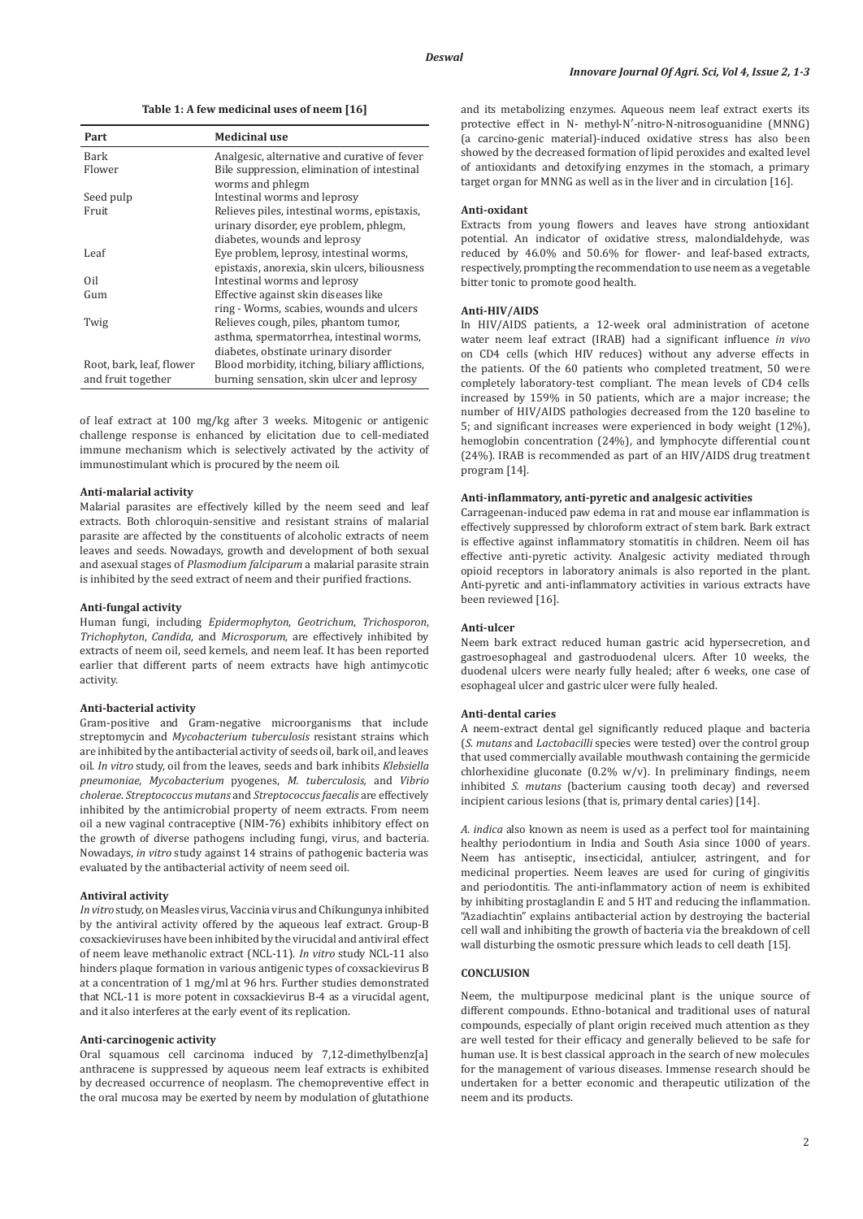**Table 1: A few medicinal uses of neem [16]**

| Part | Medicinal use |
|---|---|
| Bark | Analgesic, alternative and curative of fever |
| Flower | Bile suppression, elimination of intestinal worms and phlegm |
| Seed pulp | Intestinal worms and leprosy |
| Fruit | Relieves piles, intestinal worms, epistaxis, urinary disorder, eye problem, phlegm, diabetes, wounds and leprosy |
| Leaf | Eye problem, leprosy, intestinal worms, epistaxis, anorexia, skin ulcers, biliousness |
| Oil | Intestinal worms and leprosy |
| Gum | Effective against skin diseases like ring - Worms, scabies, wounds and ulcers |
| Twig | Relieves cough, piles, phantom tumor, asthma, spermatorrhea, intestinal worms, diabetes, obstinate urinary disorder |
| Root, bark, leaf, flower and fruit together | Blood morbidity, itching, biliary afflictions, burning sensation, skin ulcer and leprosy |

of leaf extract at 100 mg/kg after 3 weeks. Mitogenic or antigenic challenge response is enhanced by elicitation due to cell-mediated immune mechanism which is selectively activated by the activity of immunostimulant which is procured by the neem oil.

### Anti-malarial activity

Malarial parasites are effectively killed by the neem seed and leaf extracts. Both chloroquin-sensitive and resistant strains of malarial parasite are affected by the constituents of alcoholic extracts of neem leaves and seeds. Nowadays, growth and development of both sexual and asexual stages of *Plasmodium falciparum* a malarial parasite strain is inhibited by the seed extract of neem and their purified fractions.

### Anti-fungal activity

Human fungi, including *Epidermophyton*, *Geotrichum*, *Trichosporon*, *Trichophyton*, *Candida*, and *Microsporum*, are effectively inhibited by extracts of neem oil, seed kernels, and neem leaf. It has been reported earlier that different parts of neem extracts have high antimycotic activity.

### Anti-bacterial activity

Gram-positive and Gram-negative microorganisms that include streptomycin and *Mycobacterium tuberculosis* resistant strains which are inhibited by the antibacterial activity of seeds oil, bark oil, and leaves oil. *In vitro* study, oil from the leaves, seeds and bark inhibits *Klebsiella pneumoniae*, *Mycobacterium* pyogenes, *M. tuberculosis*, and *Vibrio cholerae*. *Streptococcus mutans* and *Streptococcus faecalis* are effectively inhibited by the antimicrobial property of neem extracts. From neem oil a new vaginal contraceptive (NIM-76) exhibits inhibitory effect on the growth of diverse pathogens including fungi, virus, and bacteria. Nowadays, *in vitro* study against 14 strains of pathogenic bacteria was evaluated by the antibacterial activity of neem seed oil.

### Antiviral activity

*In vitro* study, on Measles virus, Vaccinia virus and Chikungunya inhibited by the antiviral activity offered by the aqueous leaf extract. Group-B coxsackieviruses have been inhibited by the virucidal and antiviral effect of neem leave methanolic extract (NCL-11). *In vitro* study NCL-11 also hinders plaque formation in various antigenic types of coxsackievirus B at a concentration of 1 mg/ml at 96 hrs. Further studies demonstrated that NCL-11 is more potent in coxsackievirus B-4 as a virucidal agent, and it also interferes at the early event of its replication.

### Anti-carcinogenic activity

Oral squamous cell carcinoma induced by 7,12-dimethylbenz[a] anthracene is suppressed by aqueous neem leaf extracts is exhibited by decreased occurrence of neoplasm. The chemopreventive effect in the oral mucosa may be exerted by neem by modulation of glutathione and its metabolizing enzymes. Aqueous neem leaf extract exerts its protective effect in N- methyl-N′-nitro-N-nitrosoguanidine (MNNG) (a carcino-genic material)-induced oxidative stress has also been showed by the decreased formation of lipid peroxides and exalted level of antioxidants and detoxifying enzymes in the stomach, a primary target organ for MNNG as well as in the liver and in circulation [16].

### Anti-oxidant

Extracts from young flowers and leaves have strong antioxidant potential. An indicator of oxidative stress, malondialdehyde, was reduced by 46.0% and 50.6% for flower- and leaf-based extracts, respectively, prompting the recommendation to use neem as a vegetable bitter tonic to promote good health.

### Anti-HIV/AIDS

In HIV/AIDS patients, a 12-week oral administration of acetone water neem leaf extract (IRAB) had a significant influence *in vivo* on CD4 cells (which HIV reduces) without any adverse effects in the patients. Of the 60 patients who completed treatment, 50 were completely laboratory-test compliant. The mean levels of CD4 cells increased by 159% in 50 patients, which are a major increase; the number of HIV/AIDS pathologies decreased from the 120 baseline to 5; and significant increases were experienced in body weight (12%), hemoglobin concentration (24%), and lymphocyte differential count (24%). IRAB is recommended as part of an HIV/AIDS drug treatment program [14].

### Anti-inflammatory, anti-pyretic and analgesic activities

Carrageenan-induced paw edema in rat and mouse ear inflammation is effectively suppressed by chloroform extract of stem bark. Bark extract is effective against inflammatory stomatitis in children. Neem oil has effective anti-pyretic activity. Analgesic activity mediated through opioid receptors in laboratory animals is also reported in the plant. Anti-pyretic and anti-inflammatory activities in various extracts have been reviewed [16].

### Anti-ulcer

Neem bark extract reduced human gastric acid hypersecretion, and gastroesophageal and gastroduodenal ulcers. After 10 weeks, the duodenal ulcers were nearly fully healed; after 6 weeks, one case of esophageal ulcer and gastric ulcer were fully healed.

### Anti-dental caries

A neem-extract dental gel significantly reduced plaque and bacteria (*S. mutans* and *Lactobacilli* species were tested) over the control group that used commercially available mouthwash containing the germicide chlorhexidine gluconate (0.2% w/v). In preliminary findings, neem inhibited *S. mutans* (bacterium causing tooth decay) and reversed incipient carious lesions (that is, primary dental caries) [14].

*A. indica* also known as neem is used as a perfect tool for maintaining healthy periodontium in India and South Asia since 1000 of years. Neem has antiseptic, insecticidal, antiulcer, astringent, and for medicinal properties. Neem leaves are used for curing of gingivitis and periodontitis. The anti-inflammatory action of neem is exhibited by inhibiting prostaglandin E and 5 HT and reducing the inflammation. "Azadiachtin" explains antibacterial action by destroying the bacterial cell wall and inhibiting the growth of bacteria via the breakdown of cell wall disturbing the osmotic pressure which leads to cell death [15].

## CONCLUSION

Neem, the multipurpose medicinal plant is the unique source of different compounds. Ethno-botanical and traditional uses of natural compounds, especially of plant origin received much attention as they are well tested for their efficacy and generally believed to be safe for human use. It is best classical approach in the search of new molecules for the management of various diseases. Immense research should be undertaken for a better economic and therapeutic utilization of the neem and its products.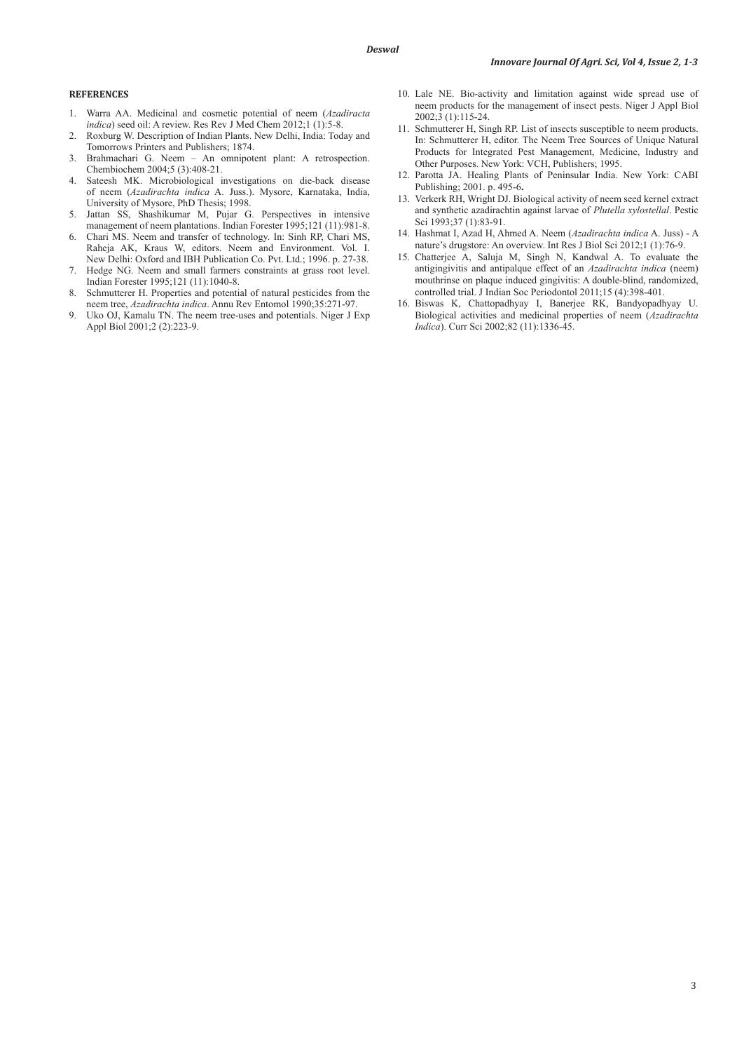## REFERENCES

1. Warra AA. Medicinal and cosmetic potential of neem (*Azadiracta indica*) seed oil: A review. Res Rev J Med Chem 2012;1 (1):5-8.
2. Roxburg W. Description of Indian Plants. New Delhi, India: Today and Tomorrows Printers and Publishers; 1874.
3. Brahmachari G. Neem – An omnipotent plant: A retrospection. Chembiochem 2004;5 (3):408-21.
4. Sateesh MK. Microbiological investigations on die-back disease of neem (*Azadirachta indica* A. Juss.). Mysore, Karnataka, India, University of Mysore, PhD Thesis; 1998.
5. Jattan SS, Shashikumar M, Pujar G. Perspectives in intensive management of neem plantations. Indian Forester 1995;121 (11):981-8.
6. Chari MS. Neem and transfer of technology. In: Sinh RP, Chari MS, Raheja AK, Kraus W, editors. Neem and Environment. Vol. I. New Delhi: Oxford and IBH Publication Co. Pvt. Ltd.; 1996. p. 27-38.
7. Hedge NG. Neem and small farmers constraints at grass root level. Indian Forester 1995;121 (11):1040-8.
8. Schmutterer H. Properties and potential of natural pesticides from the neem tree, *Azadirachta indica*. Annu Rev Entomol 1990;35:271-97.
9. Uko OJ, Kamalu TN. The neem tree-uses and potentials. Niger J Exp Appl Biol 2001;2 (2):223-9.
10. Lale NE. Bio-activity and limitation against wide spread use of neem products for the management of insect pests. Niger J Appl Biol 2002;3 (1):115-24.
11. Schmutterer H, Singh RP. List of insects susceptible to neem products. In: Schmutterer H, editor. The Neem Tree Sources of Unique Natural Products for Integrated Pest Management, Medicine, Industry and Other Purposes. New York: VCH, Publishers; 1995.
12. Parotta JA. Healing Plants of Peninsular India. New York: CABI Publishing; 2001. p. 495-6**.**
13. Verkerk RH, Wright DJ. Biological activity of neem seed kernel extract and synthetic azadirachtin against larvae of *Plutella xylostellal*. Pestic Sci 1993;37 (1):83-91.
14. Hashmat I, Azad H, Ahmed A. Neem (*Azadirachta indica* A. Juss) - A nature's drugstore: An overview. Int Res J Biol Sci 2012;1 (1):76-9.
15. Chatterjee A, Saluja M, Singh N, Kandwal A. To evaluate the antigingivitis and antipalque effect of an *Azadirachta indica* (neem) mouthrinse on plaque induced gingivitis: A double-blind, randomized, controlled trial. J Indian Soc Periodontol 2011;15 (4):398-401.
16. Biswas K, Chattopadhyay I, Banerjee RK, Bandyopadhyay U. Biological activities and medicinal properties of neem (*Azadirachta Indica*). Curr Sci 2002;82 (11):1336-45.